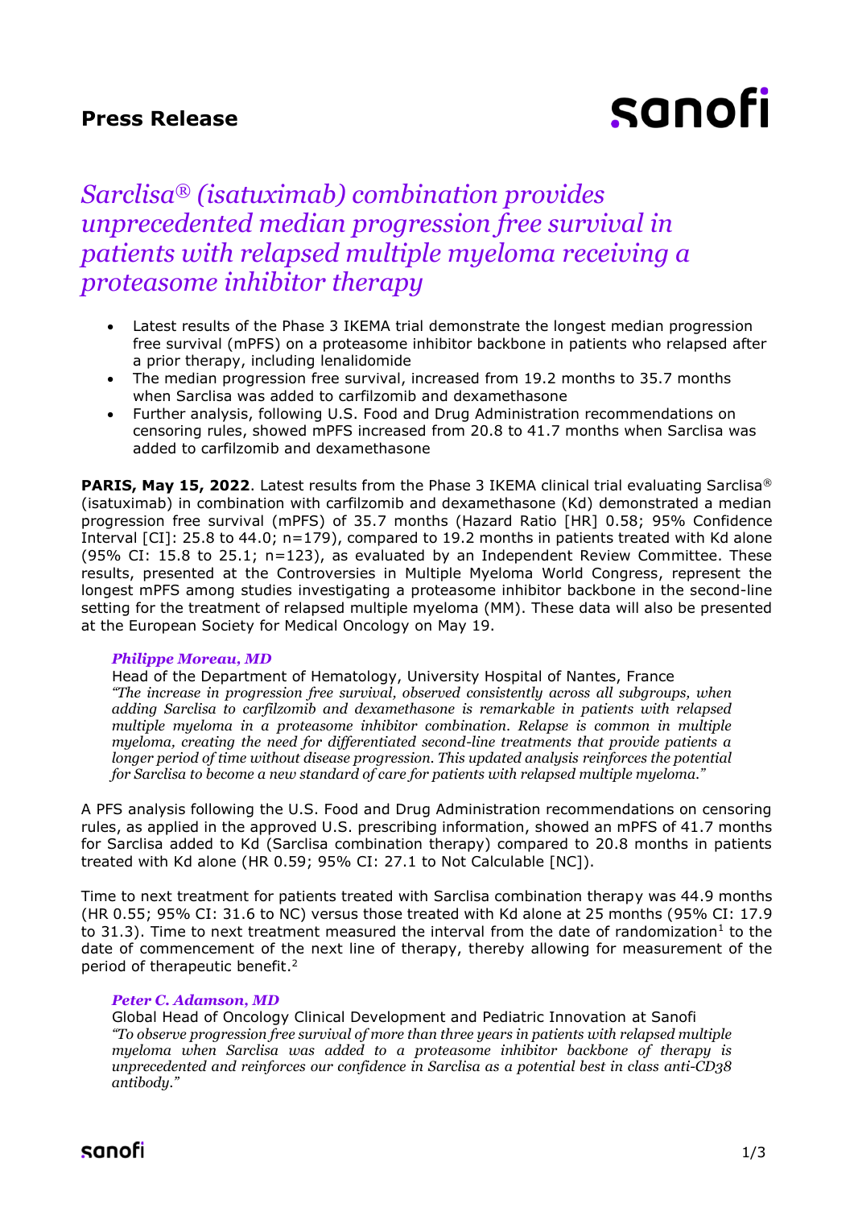# Press Release

## *Sarclisa® (isatuximab) combination provides unprecedented median progression free survival in patients with relapsed multiple myeloma receiving a proteasome inhibitor therapy*

- Latest results of the Phase 3 IKEMA trial demonstrate the longest median progression free survival (mPFS) on a proteasome inhibitor backbone in patients who relapsed after a prior therapy, including lenalidomide
- The median progression free survival, increased from 19.2 months to 35.7 months when Sarclisa was added to carfilzomib and dexamethasone
- Further analysis, following U.S. Food and Drug Administration recommendations on censoring rules, showed mPFS increased from 20.8 to 41.7 months when Sarclisa was added to carfilzomib and dexamethasone

**PARIS, May 15, 2022**. Latest results from the Phase 3 IKEMA clinical trial evaluating Sarclisa® (isatuximab) in combination with carfilzomib and dexamethasone (Kd) demonstrated a median progression free survival (mPFS) of 35.7 months (Hazard Ratio [HR] 0.58; 95% Confidence Interval [CI]: 25.8 to 44.0; n=179), compared to 19.2 months in patients treated with Kd alone (95% CI: 15.8 to 25.1; n=123), as evaluated by an Independent Review Committee. These results, presented at the Controversies in Multiple Myeloma World Congress, represent the longest mPFS among studies investigating a proteasome inhibitor backbone in the second-line setting for the treatment of relapsed multiple myeloma (MM). These data will also be presented at the European Society for Medical Oncology on May 19.

***Philippe Moreau, MD***
Head of the Department of Hematology, University Hospital of Nantes, France
*"The increase in progression free survival, observed consistently across all subgroups, when adding Sarclisa to carfilzomib and dexamethasone is remarkable in patients with relapsed multiple myeloma in a proteasome inhibitor combination. Relapse is common in multiple myeloma, creating the need for differentiated second-line treatments that provide patients a longer period of time without disease progression. This updated analysis reinforces the potential for Sarclisa to become a new standard of care for patients with relapsed multiple myeloma."*

A PFS analysis following the U.S. Food and Drug Administration recommendations on censoring rules, as applied in the approved U.S. prescribing information, showed an mPFS of 41.7 months for Sarclisa added to Kd (Sarclisa combination therapy) compared to 20.8 months in patients treated with Kd alone (HR 0.59; 95% CI: 27.1 to Not Calculable [NC]).

Time to next treatment for patients treated with Sarclisa combination therapy was 44.9 months (HR 0.55; 95% CI: 31.6 to NC) versus those treated with Kd alone at 25 months (95% CI: 17.9 to 31.3). Time to next treatment measured the interval from the date of randomization[1] to the date of commencement of the next line of therapy, thereby allowing for measurement of the period of therapeutic benefit.[2]

***Peter C. Adamson, MD***
Global Head of Oncology Clinical Development and Pediatric Innovation at Sanofi
*"To observe progression free survival of more than three years in patients with relapsed multiple myeloma when Sarclisa was added to a proteasome inhibitor backbone of therapy is unprecedented and reinforces our confidence in Sarclisa as a potential best in class anti-CD38 antibody."*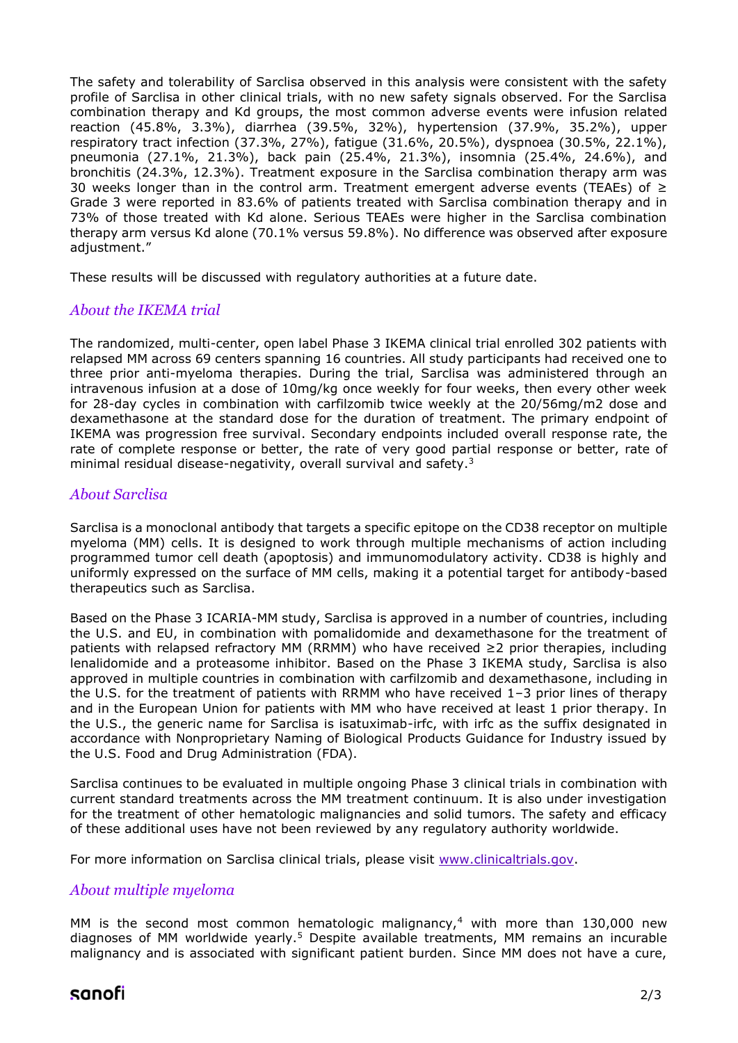The safety and tolerability of Sarclisa observed in this analysis were consistent with the safety profile of Sarclisa in other clinical trials, with no new safety signals observed. For the Sarclisa combination therapy and Kd groups, the most common adverse events were infusion related reaction (45.8%, 3.3%), diarrhea (39.5%, 32%), hypertension (37.9%, 35.2%), upper respiratory tract infection (37.3%, 27%), fatigue (31.6%, 20.5%), dyspnoea (30.5%, 22.1%), pneumonia (27.1%, 21.3%), back pain (25.4%, 21.3%), insomnia (25.4%, 24.6%), and bronchitis (24.3%, 12.3%). Treatment exposure in the Sarclisa combination therapy arm was 30 weeks longer than in the control arm. Treatment emergent adverse events (TEAEs) of ≥ Grade 3 were reported in 83.6% of patients treated with Sarclisa combination therapy and in 73% of those treated with Kd alone. Serious TEAEs were higher in the Sarclisa combination therapy arm versus Kd alone (70.1% versus 59.8%). No difference was observed after exposure adjustment."

These results will be discussed with regulatory authorities at a future date.

## *About the IKEMA trial*

The randomized, multi-center, open label Phase 3 IKEMA clinical trial enrolled 302 patients with relapsed MM across 69 centers spanning 16 countries. All study participants had received one to three prior anti-myeloma therapies. During the trial, Sarclisa was administered through an intravenous infusion at a dose of 10mg/kg once weekly for four weeks, then every other week for 28-day cycles in combination with carfilzomib twice weekly at the 20/56mg/m2 dose and dexamethasone at the standard dose for the duration of treatment. The primary endpoint of IKEMA was progression free survival. Secondary endpoints included overall response rate, the rate of complete response or better, the rate of very good partial response or better, rate of minimal residual disease-negativity, overall survival and safety.[3]

## *About Sarclisa*

Sarclisa is a monoclonal antibody that targets a specific epitope on the CD38 receptor on multiple myeloma (MM) cells. It is designed to work through multiple mechanisms of action including programmed tumor cell death (apoptosis) and immunomodulatory activity. CD38 is highly and uniformly expressed on the surface of MM cells, making it a potential target for antibody-based therapeutics such as Sarclisa.

Based on the Phase 3 ICARIA-MM study, Sarclisa is approved in a number of countries, including the U.S. and EU, in combination with pomalidomide and dexamethasone for the treatment of patients with relapsed refractory MM (RRMM) who have received ≥2 prior therapies, including lenalidomide and a proteasome inhibitor. Based on the Phase 3 IKEMA study, Sarclisa is also approved in multiple countries in combination with carfilzomib and dexamethasone, including in the U.S. for the treatment of patients with RRMM who have received 1–3 prior lines of therapy and in the European Union for patients with MM who have received at least 1 prior therapy. In the U.S., the generic name for Sarclisa is isatuximab-irfc, with irfc as the suffix designated in accordance with Nonproprietary Naming of Biological Products Guidance for Industry issued by the U.S. Food and Drug Administration (FDA).

Sarclisa continues to be evaluated in multiple ongoing Phase 3 clinical trials in combination with current standard treatments across the MM treatment continuum. It is also under investigation for the treatment of other hematologic malignancies and solid tumors. The safety and efficacy of these additional uses have not been reviewed by any regulatory authority worldwide.

For more information on Sarclisa clinical trials, please visit [www.clinicaltrials.gov](http://www.clinicaltrials.gov).

## *About multiple myeloma*

MM is the second most common hematologic malignancy,[4] with more than 130,000 new diagnoses of MM worldwide yearly.[5] Despite available treatments, MM remains an incurable malignancy and is associated with significant patient burden. Since MM does not have a cure,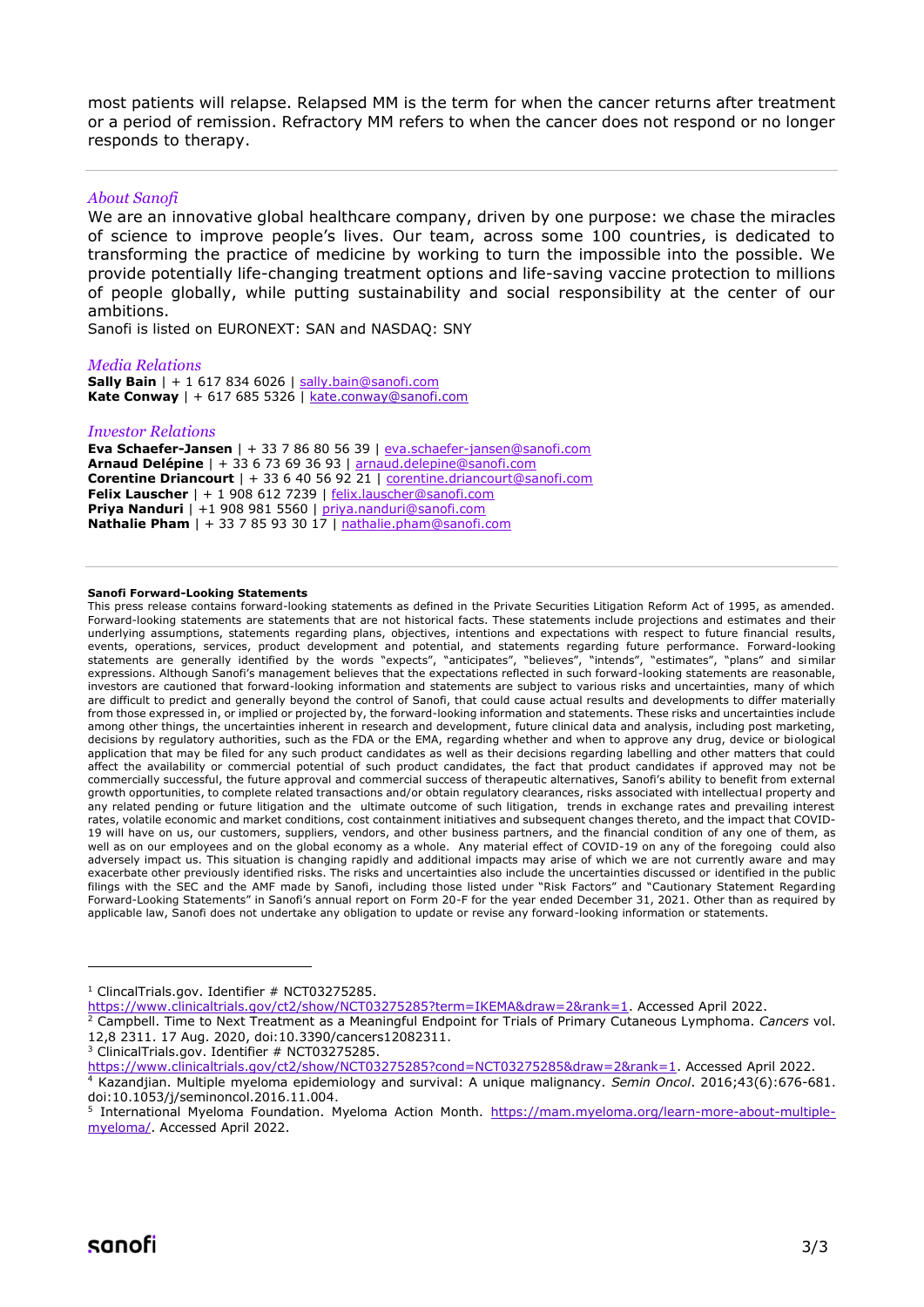most patients will relapse. Relapsed MM is the term for when the cancer returns after treatment or a period of remission. Refractory MM refers to when the cancer does not respond or no longer responds to therapy.

---

*About Sanofi*

We are an innovative global healthcare company, driven by one purpose: we chase the miracles of science to improve people's lives. Our team, across some 100 countries, is dedicated to transforming the practice of medicine by working to turn the impossible into the possible. We provide potentially life-changing treatment options and life-saving vaccine protection to millions of people globally, while putting sustainability and social responsibility at the center of our ambitions.

Sanofi is listed on EURONEXT: SAN and NASDAQ: SNY

*Media Relations*

**Sally Bain** | + 1 617 834 6026 | sally.bain@sanofi.com
**Kate Conway** | + 617 685 5326 | kate.conway@sanofi.com

*Investor Relations*

**Eva Schaefer-Jansen** | + 33 7 86 80 56 39 | eva.schaefer-jansen@sanofi.com
**Arnaud Delépine** | + 33 6 73 69 36 93 | arnaud.delepine@sanofi.com
**Corentine Driancourt** | + 33 6 40 56 92 21 | corentine.driancourt@sanofi.com
**Felix Lauscher** | + 1 908 612 7239 | felix.lauscher@sanofi.com
**Priya Nanduri** | +1 908 981 5560 | priya.nanduri@sanofi.com
**Nathalie Pham** | + 33 7 85 93 30 17 | nathalie.pham@sanofi.com

---

**Sanofi Forward-Looking Statements**

This press release contains forward-looking statements as defined in the Private Securities Litigation Reform Act of 1995, as amended. Forward-looking statements are statements that are not historical facts. These statements include projections and estimates and their underlying assumptions, statements regarding plans, objectives, intentions and expectations with respect to future financial results, events, operations, services, product development and potential, and statements regarding future performance. Forward-looking statements are generally identified by the words "expects", "anticipates", "believes", "intends", "estimates", "plans" and similar expressions. Although Sanofi's management believes that the expectations reflected in such forward-looking statements are reasonable, investors are cautioned that forward-looking information and statements are subject to various risks and uncertainties, many of which are difficult to predict and generally beyond the control of Sanofi, that could cause actual results and developments to differ materially from those expressed in, or implied or projected by, the forward-looking information and statements. These risks and uncertainties include among other things, the uncertainties inherent in research and development, future clinical data and analysis, including post marketing, decisions by regulatory authorities, such as the FDA or the EMA, regarding whether and when to approve any drug, device or biological application that may be filed for any such product candidates as well as their decisions regarding labelling and other matters that could affect the availability or commercial potential of such product candidates, the fact that product candidates if approved may not be commercially successful, the future approval and commercial success of therapeutic alternatives, Sanofi's ability to benefit from external growth opportunities, to complete related transactions and/or obtain regulatory clearances, risks associated with intellectual property and any related pending or future litigation and the ultimate outcome of such litigation, trends in exchange rates and prevailing interest rates, volatile economic and market conditions, cost containment initiatives and subsequent changes thereto, and the impact that COVID-19 will have on us, our customers, suppliers, vendors, and other business partners, and the financial condition of any one of them, as well as on our employees and on the global economy as a whole. Any material effect of COVID-19 on any of the foregoing could also adversely impact us. This situation is changing rapidly and additional impacts may arise of which we are not currently aware and may exacerbate other previously identified risks. The risks and uncertainties also include the uncertainties discussed or identified in the public filings with the SEC and the AMF made by Sanofi, including those listed under "Risk Factors" and "Cautionary Statement Regarding Forward-Looking Statements" in Sanofi's annual report on Form 20-F for the year ended December 31, 2021. Other than as required by applicable law, Sanofi does not undertake any obligation to update or revise any forward-looking information or statements.

---

[1] ClincalTrials.gov. Identifier # NCT03275285. https://www.clinicaltrials.gov/ct2/show/NCT03275285?term=IKEMA&draw=2&rank=1. Accessed April 2022.

[2] Campbell. Time to Next Treatment as a Meaningful Endpoint for Trials of Primary Cutaneous Lymphoma. *Cancers* vol. 12,8 2311. 17 Aug. 2020, doi:10.3390/cancers12082311.

[3] ClinicalTrials.gov. Identifier # NCT03275285. https://www.clinicaltrials.gov/ct2/show/NCT03275285?cond=NCT03275285&draw=2&rank=1. Accessed April 2022.

[4] Kazandjian. Multiple myeloma epidemiology and survival: A unique malignancy. *Semin Oncol*. 2016;43(6):676-681. doi:10.1053/j/seminoncol.2016.11.004.

[5] International Myeloma Foundation. Myeloma Action Month. https://mam.myeloma.org/learn-more-about-multiple-myeloma/. Accessed April 2022.